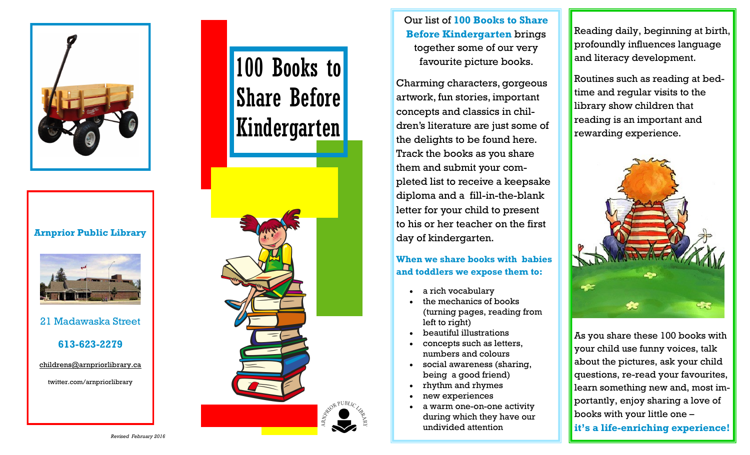**Arnprior Public Library**

21 Madawaska Street

**613-623-2279**

childrens@arnpriorlibrary.ca

twitter.com/arnpriorlibrary

*Revised February 2016*

# 100 Books to Share Before Kindergarten

Arnprior Public Library

Our list of **100 Books to Share Before Kindergarten** brings together some of our very favourite picture books.

Charming characters, gorgeous artwork, fun stories, important concepts and classics in children's literature are just some of the delights to be found here. Track the books as you share them and submit your completed list to receive a keepsake diploma and a fill-in-the-blank letter for your child to present to his or her teacher on the first day of kindergarten.

**When we share books with babies and toddlers we expose them to:**

- a rich vocabulary
- the mechanics of books (turning pages, reading from left to right)
- beautiful illustrations
- concepts such as letters, numbers and colours
- social awareness (sharing, being a good friend)
- rhythm and rhymes
- new experiences
- a warm one-on-one activity during which they have our undivided attention

Reading daily, beginning at birth, profoundly influences language and literacy development.

Routines such as reading at bedtime and regular visits to the library show children that reading is an important and rewarding experience.

As you share these 100 books with your child use funny voices, talk about the pictures, ask your child questions, re-read your favourites, learn something new and, most importantly, enjoy sharing a love of books with your little one – **it's a life-enriching experience!**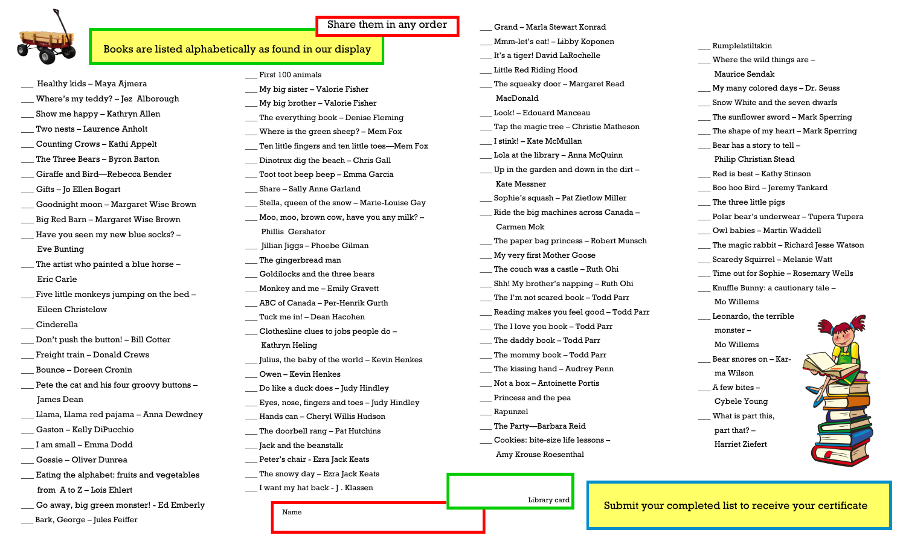Share them in any order

Books are listed alphabetically as found in our display

- ___ Healthy kids – Maya Ajmera
- ___ Where's my teddy? – Jez Alborough
- ___ Show me happy – Kathryn Allen
- ___ Two nests – Laurence Anholt
- ___ Counting Crows – Kathi Appelt
- ___ The Three Bears – Byron Barton
- ___ Giraffe and Bird—Rebecca Bender
- ___ Gifts – Jo Ellen Bogart
- ___ Goodnight moon – Margaret Wise Brown
- ___ Big Red Barn – Margaret Wise Brown
- ___ Have you seen my new blue socks? – Eve Bunting
- ___ The artist who painted a blue horse – Eric Carle
- ___ Five little monkeys jumping on the bed – Eileen Christelow
- ___ Cinderella
- ___ Don't push the button! – Bill Cotter
- ___ Freight train – Donald Crews
- ___ Bounce – Doreen Cronin
- ___ Pete the cat and his four groovy buttons – James Dean
- ___ Llama, Llama red pajama – Anna Dewdney
- ___ Gaston – Kelly DiPucchio
- ___ I am small – Emma Dodd
- ___ Gossie – Oliver Dunrea
- ___ Eating the alphabet: fruits and vegetables from A to Z – Lois Ehlert
- ___ Go away, big green monster! - Ed Emberly
- ___ Bark, George – Jules Feiffer
- ___ First 100 animals
- ___ My big sister – Valorie Fisher
- ___ My big brother – Valorie Fisher
- ___ The everything book – Denise Fleming
- ___ Where is the green sheep? – Mem Fox
- ___ Ten little fingers and ten little toes—Mem Fox
- ___ Dinotrux dig the beach – Chris Gall
- ___ Toot toot beep beep – Emma Garcia
- ___ Share – Sally Anne Garland
- ___ Stella, queen of the snow – Marie-Louise Gay
- ___ Moo, moo, brown cow, have you any milk? – Phillis Gershator
- ___ Jillian Jiggs – Phoebe Gilman
- ___ The gingerbread man
- ___ Goldilocks and the three bears
- ___ Monkey and me – Emily Gravett
- ___ ABC of Canada – Per-Henrik Gurth
- ___ Tuck me in! – Dean Hacohen
- ___ Clothesline clues to jobs people do – Kathryn Heling
- ___ Julius, the baby of the world – Kevin Henkes
- ___ Owen – Kevin Henkes
- ___ Do like a duck does – Judy Hindley
- ___ Eyes, nose, fingers and toes – Judy Hindley
- ___ Hands can – Cheryl Willis Hudson
- ___ The doorbell rang – Pat Hutchins
- ___ Jack and the beanstalk
- ___ Peter's chair - Ezra Jack Keats
- ___ The snowy day – Ezra Jack Keats
- ___ I want my hat back - J . Klassen
- ___ Grand – Marla Stewart Konrad
- ___ Mmm-let's eat! – Libby Koponen
- ___ It's a tiger! David LaRochelle
- ___ Little Red Riding Hood
- ___ The squeaky door – Margaret Read MacDonald
- ___ Look! – Edouard Manceau
- ___ Tap the magic tree – Christie Matheson
- ___ I stink! – Kate McMullan
- ___ Lola at the library – Anna McQuinn
- ___ Up in the garden and down in the dirt – Kate Messner
- ___ Sophie's squash – Pat Zietlow Miller
- ___ Ride the big machines across Canada – Carmen Mok
- ___ The paper bag princess – Robert Munsch
- ___ My very first Mother Goose
- ___ The couch was a castle – Ruth Ohi
- ___ Shh! My brother's napping – Ruth Ohi
- ___ The I'm not scared book – Todd Parr
- ___ Reading makes you feel good – Todd Parr
- ___ The I love you book – Todd Parr
- ___ The daddy book – Todd Parr
- ___ The mommy book – Todd Parr
- ___ The kissing hand – Audrey Penn
- ___ Not a box – Antoinette Portis
- ___ Princess and the pea
- ___ Rapunzel
- ___ The Party—Barbara Reid
- ___ Cookies: bite-size life lessons – Amy Krouse Roesenthal
- ___ Rumplelstiltskin
- ___ Where the wild things are – Maurice Sendak
- ___ My many colored days – Dr. Seuss
- ___ Snow White and the seven dwarfs
- ___ The sunflower sword – Mark Sperring
- ___ The shape of my heart – Mark Sperring
- ___ Bear has a story to tell – Philip Christian Stead
- ___ Red is best – Kathy Stinson
- ___ Boo hoo Bird – Jeremy Tankard
- ___ The three little pigs
- ___ Polar bear's underwear – Tupera Tupera
- ___ Owl babies – Martin Waddell
- ___ The magic rabbit – Richard Jesse Watson
- ___ Scaredy Squirrel – Melanie Watt
- ___ Time out for Sophie – Rosemary Wells
- ___ Knuffle Bunny: a cautionary tale – Mo Willems
- ___ Leonardo, the terrible monster – Mo Willems
- ___ Bear snores on – Karma Wilson
- ___ A few bites – Cybele Young
- ___ What is part this, part that? – Harriet Ziefert

Name

Library card

Submit your completed list to receive your certificate